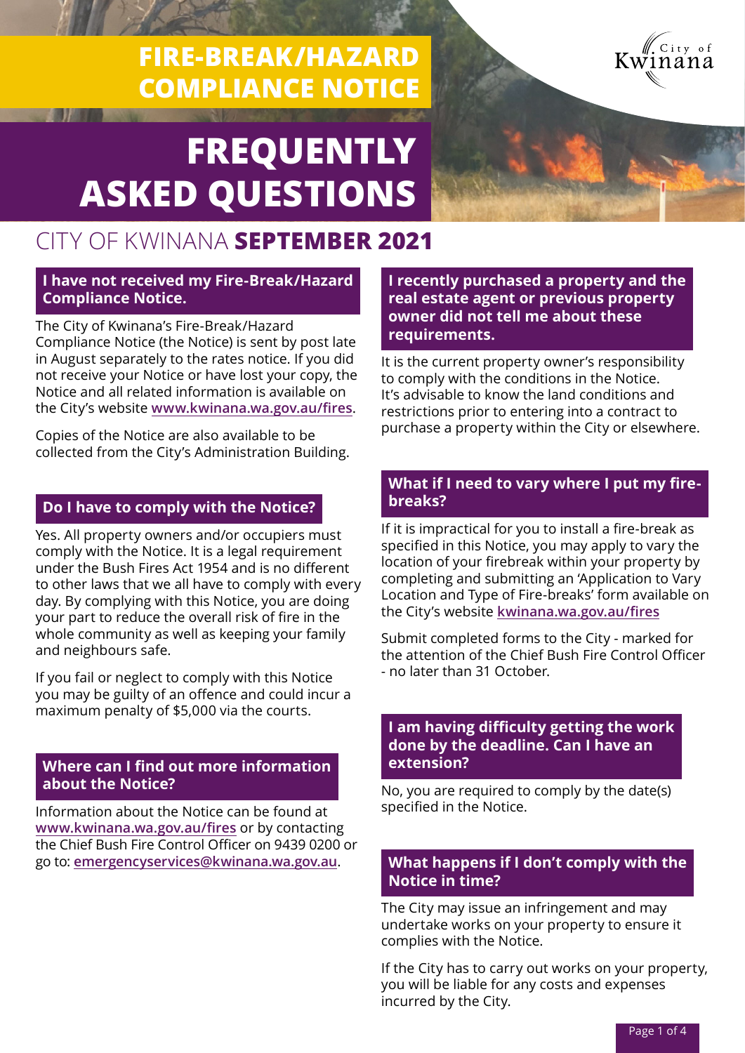# FIRE-BREAK/HAZARD COMPLIANCE NOTICE

# FREQUENTLY ASKED QUESTIONS

CITY OF KWINANA **SEPTEMBER 2021**

## I have not received my Fire-Break/Hazard Compliance Notice.

The City of Kwinana's Fire-Break/Hazard Compliance Notice (the Notice) is sent by post late in August separately to the rates notice. If you did not receive your Notice or have lost your copy, the Notice and all related information is available on the City's website **www.kwinana.wa.gov.au/fires**.

Copies of the Notice are also available to be collected from the City's Administration Building.

## Do I have to comply with the Notice?

Yes. All property owners and/or occupiers must comply with the Notice. It is a legal requirement under the Bush Fires Act 1954 and is no different to other laws that we all have to comply with every day. By complying with this Notice, you are doing your part to reduce the overall risk of fire in the whole community as well as keeping your family and neighbours safe.

If you fail or neglect to comply with this Notice you may be guilty of an offence and could incur a maximum penalty of $5,000 via the courts.

## Where can I find out more information about the Notice?

Information about the Notice can be found at **www.kwinana.wa.gov.au/fires** or by contacting the Chief Bush Fire Control Officer on 9439 0200 or go to: **emergencyservices@kwinana.wa.gov.au**.

## I recently purchased a property and the real estate agent or previous property owner did not tell me about these requirements.

It is the current property owner's responsibility to comply with the conditions in the Notice. It's advisable to know the land conditions and restrictions prior to entering into a contract to purchase a property within the City or elsewhere.

## What if I need to vary where I put my fire-breaks?

If it is impractical for you to install a fire-break as specified in this Notice, you may apply to vary the location of your firebreak within your property by completing and submitting an 'Application to Vary Location and Type of Fire-breaks' form available on the City's website **kwinana.wa.gov.au/fires**

Submit completed forms to the City - marked for the attention of the Chief Bush Fire Control Officer - no later than 31 October.

## I am having difficulty getting the work done by the deadline. Can I have an extension?

No, you are required to comply by the date(s) specified in the Notice.

## What happens if I don't comply with the Notice in time?

The City may issue an infringement and may undertake works on your property to ensure it complies with the Notice.

If the City has to carry out works on your property, you will be liable for any costs and expenses incurred by the City.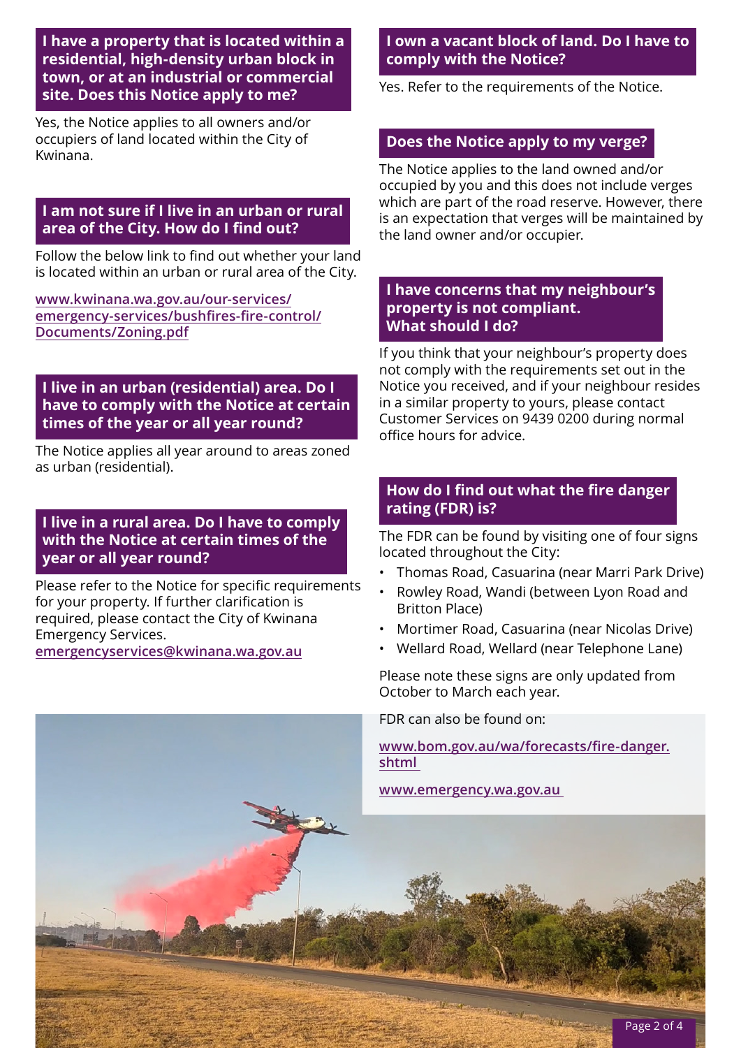## I have a property that is located within a residential, high-density urban block in town, or at an industrial or commercial site. Does this Notice apply to me?

Yes, the Notice applies to all owners and/or occupiers of land located within the City of Kwinana.

## I am not sure if I live in an urban or rural area of the City. How do I find out?

Follow the below link to find out whether your land is located within an urban or rural area of the City.

www.kwinana.wa.gov.au/our-services/emergency-services/bushfires-fire-control/Documents/Zoning.pdf

## I live in an urban (residential) area. Do I have to comply with the Notice at certain times of the year or all year round?

The Notice applies all year around to areas zoned as urban (residential).

## I live in a rural area. Do I have to comply with the Notice at certain times of the year or all year round?

Please refer to the Notice for specific requirements for your property. If further clarification is required, please contact the City of Kwinana Emergency Services.
emergencyservices@kwinana.wa.gov.au

## I own a vacant block of land. Do I have to comply with the Notice?

Yes. Refer to the requirements of the Notice.

## Does the Notice apply to my verge?

The Notice applies to the land owned and/or occupied by you and this does not include verges which are part of the road reserve. However, there is an expectation that verges will be maintained by the land owner and/or occupier.

## I have concerns that my neighbour's property is not compliant. What should I do?

If you think that your neighbour's property does not comply with the requirements set out in the Notice you received, and if your neighbour resides in a similar property to yours, please contact Customer Services on 9439 0200 during normal office hours for advice.

## How do I find out what the fire danger rating (FDR) is?

The FDR can be found by visiting one of four signs located throughout the City:

- Thomas Road, Casuarina (near Marri Park Drive)
- Rowley Road, Wandi (between Lyon Road and Britton Place)
- Mortimer Road, Casuarina (near Nicolas Drive)
- Wellard Road, Wellard (near Telephone Lane)

Please note these signs are only updated from October to March each year.

FDR can also be found on:

www.bom.gov.au/wa/forecasts/fire-danger.shtml

www.emergency.wa.gov.au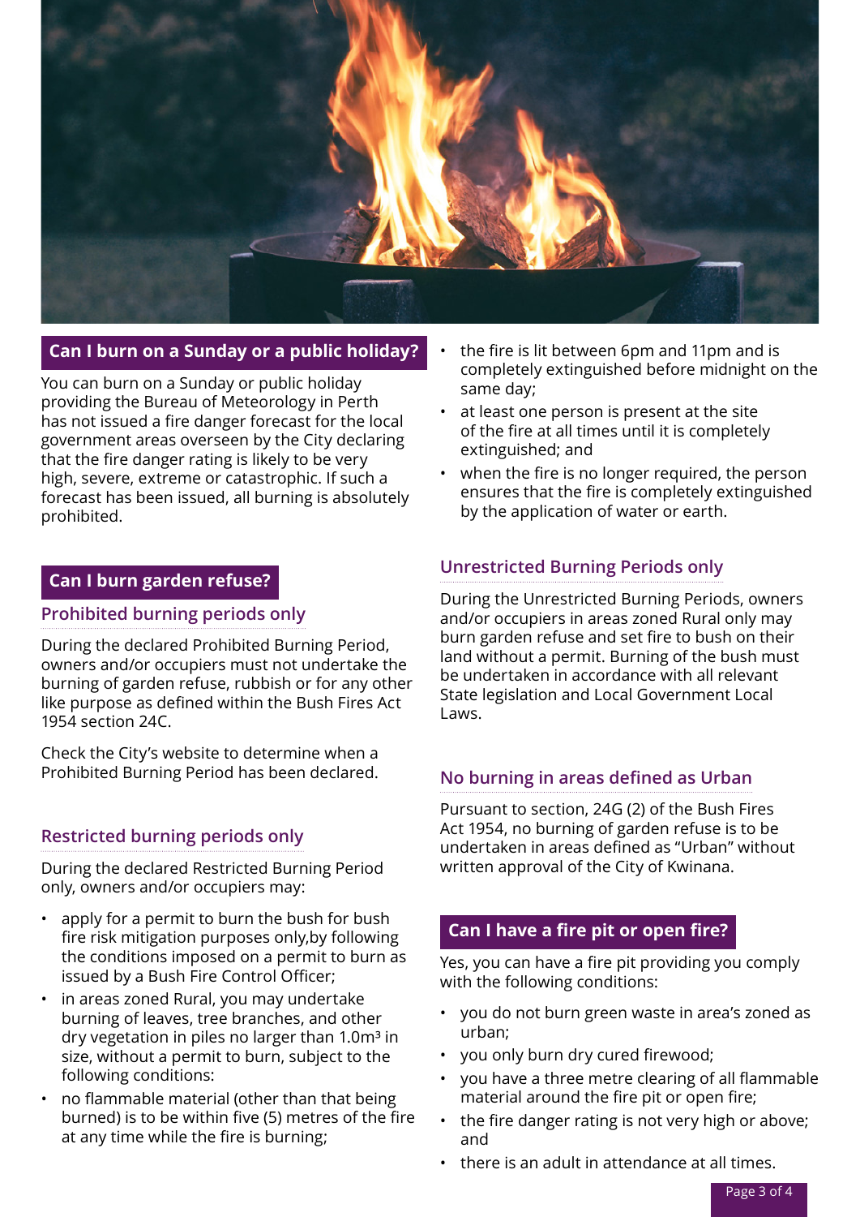## Can I burn on a Sunday or a public holiday?

You can burn on a Sunday or public holiday providing the Bureau of Meteorology in Perth has not issued a fire danger forecast for the local government areas overseen by the City declaring that the fire danger rating is likely to be very high, severe, extreme or catastrophic. If such a forecast has been issued, all burning is absolutely prohibited.

## Can I burn garden refuse?

### Prohibited burning periods only

During the declared Prohibited Burning Period, owners and/or occupiers must not undertake the burning of garden refuse, rubbish or for any other like purpose as defined within the Bush Fires Act 1954 section 24C.

Check the City's website to determine when a Prohibited Burning Period has been declared.

### Restricted burning periods only

During the declared Restricted Burning Period only, owners and/or occupiers may:

- apply for a permit to burn the bush for bush fire risk mitigation purposes only,by following the conditions imposed on a permit to burn as issued by a Bush Fire Control Officer;
- in areas zoned Rural, you may undertake burning of leaves, tree branches, and other dry vegetation in piles no larger than 1.0m³ in size, without a permit to burn, subject to the following conditions:
- no flammable material (other than that being burned) is to be within five (5) metres of the fire at any time while the fire is burning;
- the fire is lit between 6pm and 11pm and is completely extinguished before midnight on the same day;
- at least one person is present at the site of the fire at all times until it is completely extinguished; and
- when the fire is no longer required, the person ensures that the fire is completely extinguished by the application of water or earth.

### Unrestricted Burning Periods only

During the Unrestricted Burning Periods, owners and/or occupiers in areas zoned Rural only may burn garden refuse and set fire to bush on their land without a permit. Burning of the bush must be undertaken in accordance with all relevant State legislation and Local Government Local Laws.

### No burning in areas defined as Urban

Pursuant to section, 24G (2) of the Bush Fires Act 1954, no burning of garden refuse is to be undertaken in areas defined as "Urban" without written approval of the City of Kwinana.

## Can I have a fire pit or open fire?

Yes, you can have a fire pit providing you comply with the following conditions:

- you do not burn green waste in area's zoned as urban;
- you only burn dry cured firewood;
- you have a three metre clearing of all flammable material around the fire pit or open fire;
- the fire danger rating is not very high or above; and
- there is an adult in attendance at all times.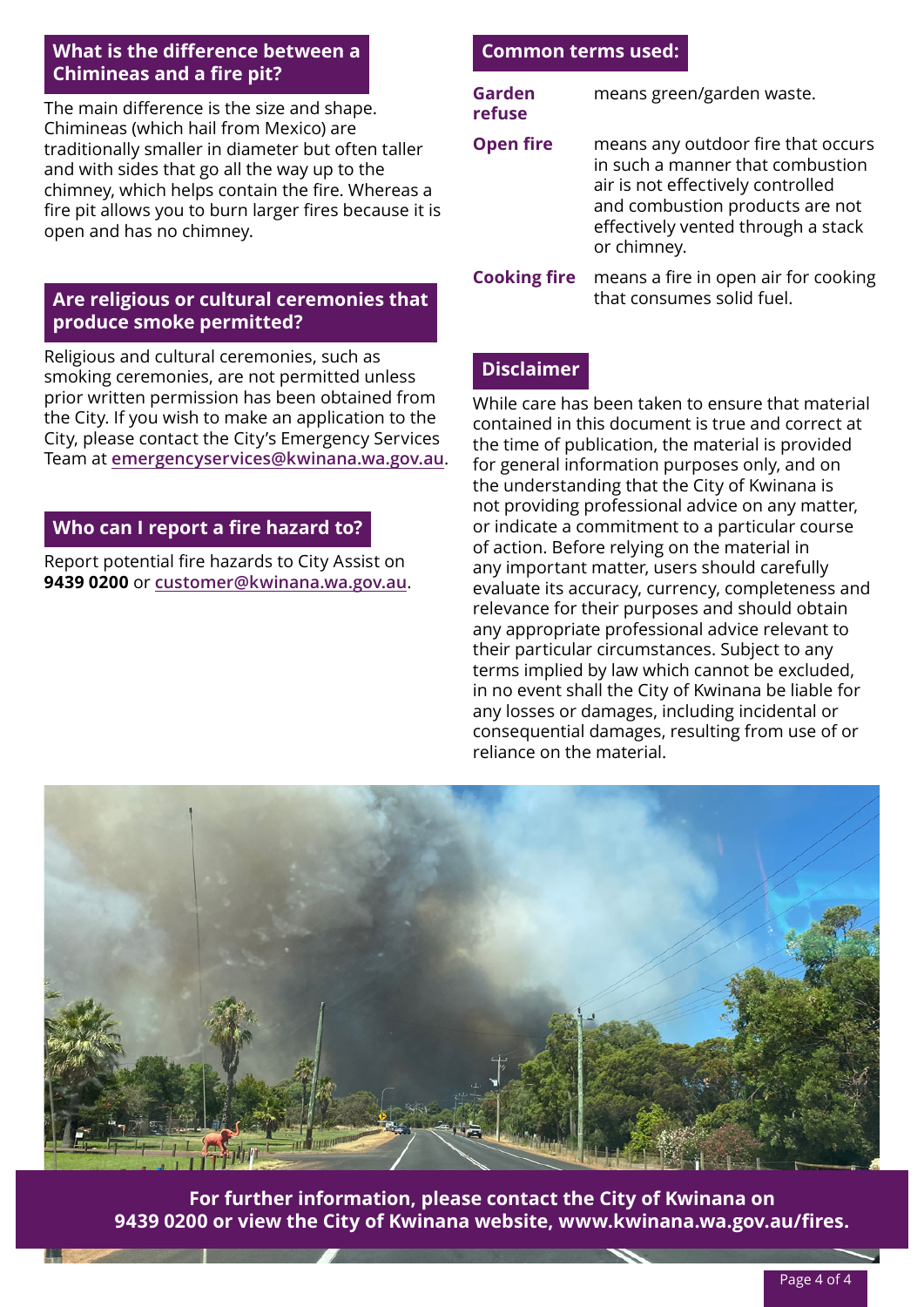## What is the difference between a Chimineas and a fire pit?

The main difference is the size and shape. Chimineas (which hail from Mexico) are traditionally smaller in diameter but often taller and with sides that go all the way up to the chimney, which helps contain the fire. Whereas a fire pit allows you to burn larger fires because it is open and has no chimney.

## Are religious or cultural ceremonies that produce smoke permitted?

Religious and cultural ceremonies, such as smoking ceremonies, are not permitted unless prior written permission has been obtained from the City. If you wish to make an application to the City, please contact the City's Emergency Services Team at **emergencyservices@kwinana.wa.gov.au**.

## Who can I report a fire hazard to?

Report potential fire hazards to City Assist on **9439 0200** or **customer@kwinana.wa.gov.au**.

## Common terms used:

**Garden refuse** means green/garden waste.

**Open fire** means any outdoor fire that occurs in such a manner that combustion air is not effectively controlled and combustion products are not effectively vented through a stack or chimney.

**Cooking fire** means a fire in open air for cooking that consumes solid fuel.

## Disclaimer

While care has been taken to ensure that material contained in this document is true and correct at the time of publication, the material is provided for general information purposes only, and on the understanding that the City of Kwinana is not providing professional advice on any matter, or indicate a commitment to a particular course of action. Before relying on the material in any important matter, users should carefully evaluate its accuracy, currency, completeness and relevance for their purposes and should obtain any appropriate professional advice relevant to their particular circumstances. Subject to any terms implied by law which cannot be excluded, in no event shall the City of Kwinana be liable for any losses or damages, including incidental or consequential damages, resulting from use of or reliance on the material.

**For further information, please contact the City of Kwinana on 9439 0200 or view the City of Kwinana website, www.kwinana.wa.gov.au/fires.**